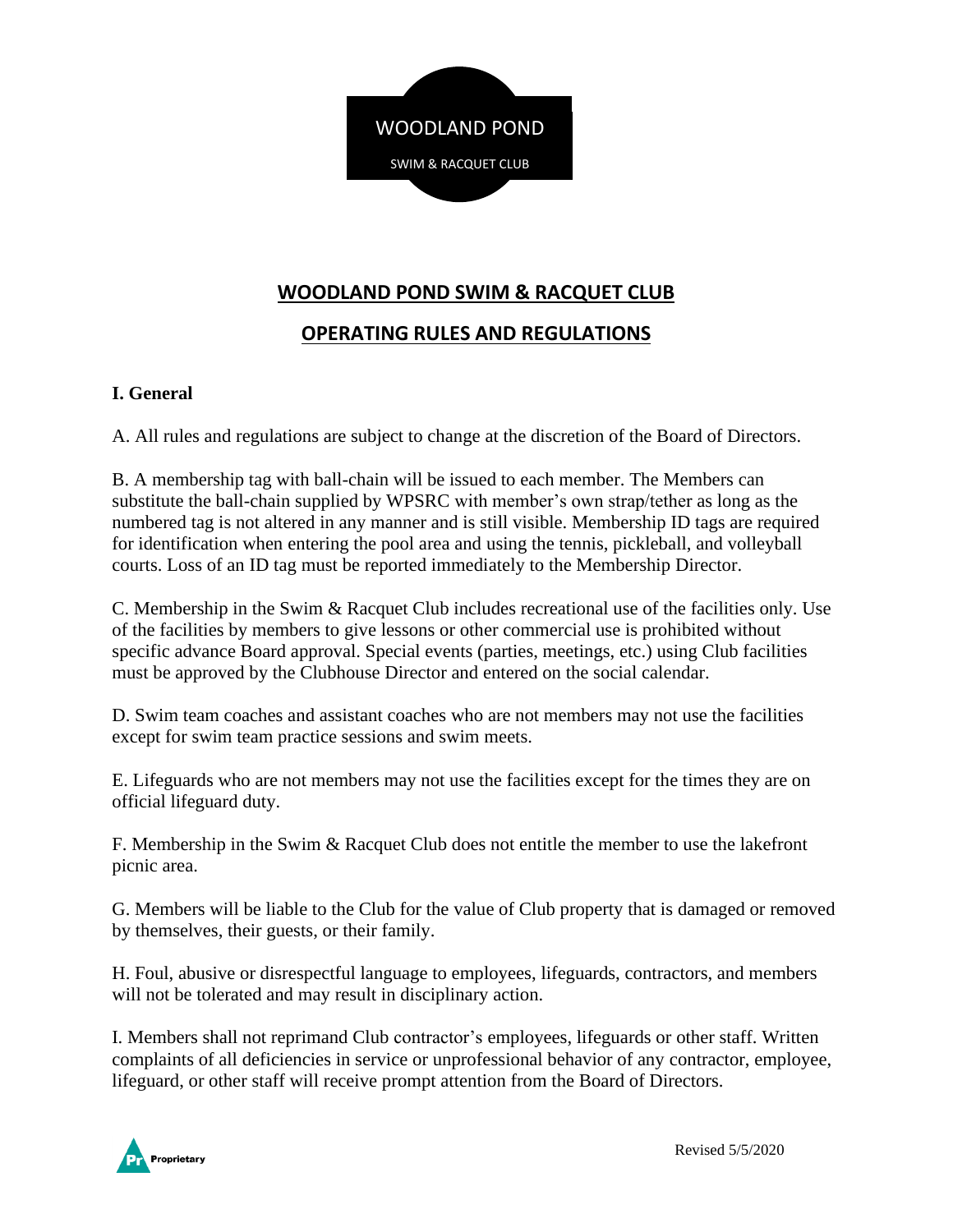WOODLAND POND

SWIM & RACQUET CLUB

# WOODLAND POND SWIM & RACQUET CLUB

## OPERATING RULES AND REGULATIONS

### I. General

A. All rules and regulations are subject to change at the discretion of the Board of Directors.

B. A membership tag with ball-chain will be issued to each member. The Members can substitute the ball-chain supplied by WPSRC with member's own strap/tether as long as the numbered tag is not altered in any manner and is still visible. Membership ID tags are required for identification when entering the pool area and using the tennis, pickleball, and volleyball courts. Loss of an ID tag must be reported immediately to the Membership Director.

C. Membership in the Swim & Racquet Club includes recreational use of the facilities only. Use of the facilities by members to give lessons or other commercial use is prohibited without specific advance Board approval. Special events (parties, meetings, etc.) using Club facilities must be approved by the Clubhouse Director and entered on the social calendar.

D. Swim team coaches and assistant coaches who are not members may not use the facilities except for swim team practice sessions and swim meets.

E. Lifeguards who are not members may not use the facilities except for the times they are on official lifeguard duty.

F. Membership in the Swim & Racquet Club does not entitle the member to use the lakefront picnic area.

G. Members will be liable to the Club for the value of Club property that is damaged or removed by themselves, their guests, or their family.

H. Foul, abusive or disrespectful language to employees, lifeguards, contractors, and members will not be tolerated and may result in disciplinary action.

I. Members shall not reprimand Club contractor's employees, lifeguards or other staff. Written complaints of all deficiencies in service or unprofessional behavior of any contractor, employee, lifeguard, or other staff will receive prompt attention from the Board of Directors.

Revised 5/5/2020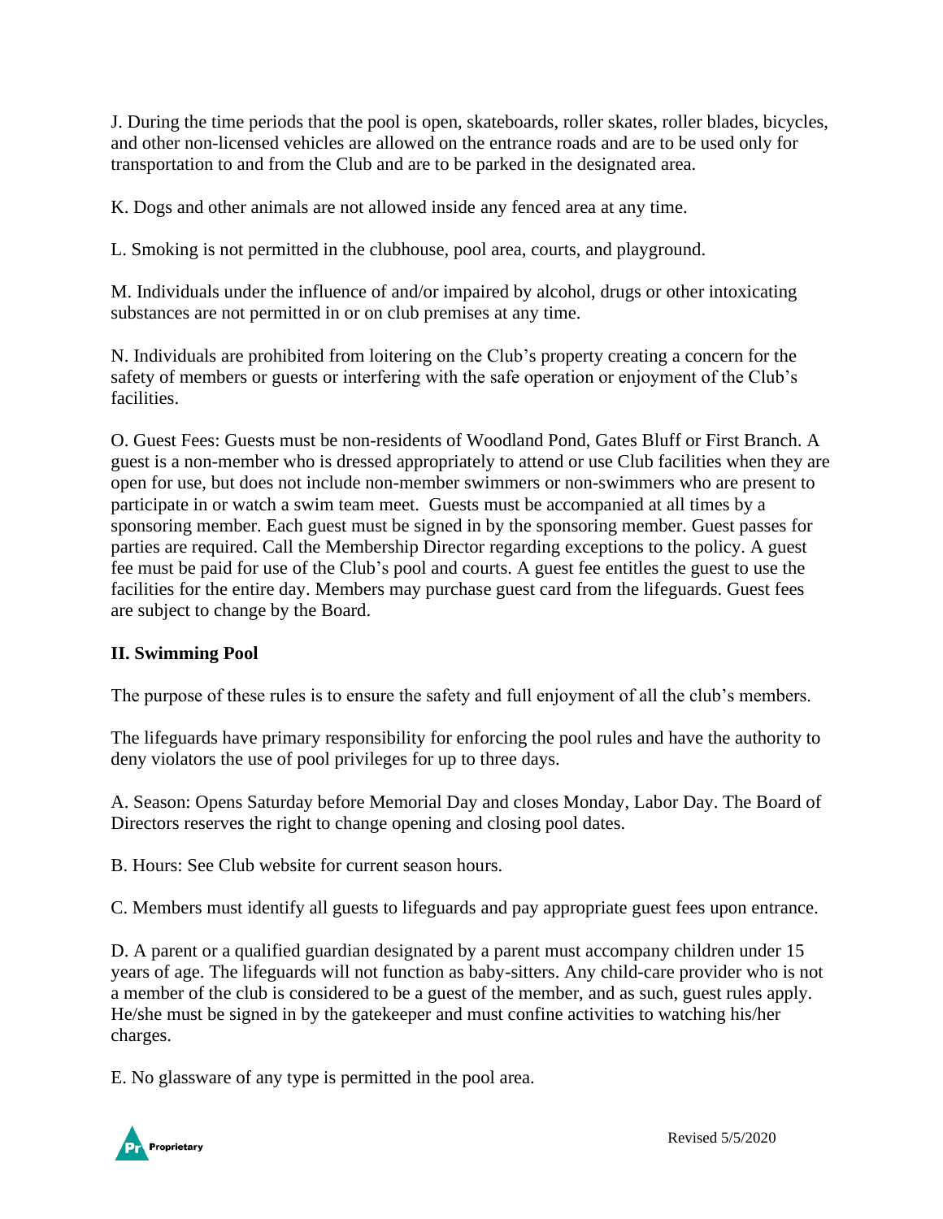J. During the time periods that the pool is open, skateboards, roller skates, roller blades, bicycles, and other non-licensed vehicles are allowed on the entrance roads and are to be used only for transportation to and from the Club and are to be parked in the designated area.

K. Dogs and other animals are not allowed inside any fenced area at any time.

L. Smoking is not permitted in the clubhouse, pool area, courts, and playground.

M. Individuals under the influence of and/or impaired by alcohol, drugs or other intoxicating substances are not permitted in or on club premises at any time.

N. Individuals are prohibited from loitering on the Club's property creating a concern for the safety of members or guests or interfering with the safe operation or enjoyment of the Club's facilities.

O. Guest Fees: Guests must be non-residents of Woodland Pond, Gates Bluff or First Branch. A guest is a non-member who is dressed appropriately to attend or use Club facilities when they are open for use, but does not include non-member swimmers or non-swimmers who are present to participate in or watch a swim team meet. Guests must be accompanied at all times by a sponsoring member. Each guest must be signed in by the sponsoring member. Guest passes for parties are required. Call the Membership Director regarding exceptions to the policy. A guest fee must be paid for use of the Club's pool and courts. A guest fee entitles the guest to use the facilities for the entire day. Members may purchase guest card from the lifeguards. Guest fees are subject to change by the Board.

## II. Swimming Pool

The purpose of these rules is to ensure the safety and full enjoyment of all the club's members.

The lifeguards have primary responsibility for enforcing the pool rules and have the authority to deny violators the use of pool privileges for up to three days.

A. Season: Opens Saturday before Memorial Day and closes Monday, Labor Day. The Board of Directors reserves the right to change opening and closing pool dates.

B. Hours: See Club website for current season hours.

C. Members must identify all guests to lifeguards and pay appropriate guest fees upon entrance.

D. A parent or a qualified guardian designated by a parent must accompany children under 15 years of age. The lifeguards will not function as baby-sitters. Any child-care provider who is not a member of the club is considered to be a guest of the member, and as such, guest rules apply. He/she must be signed in by the gatekeeper and must confine activities to watching his/her charges.

E. No glassware of any type is permitted in the pool area.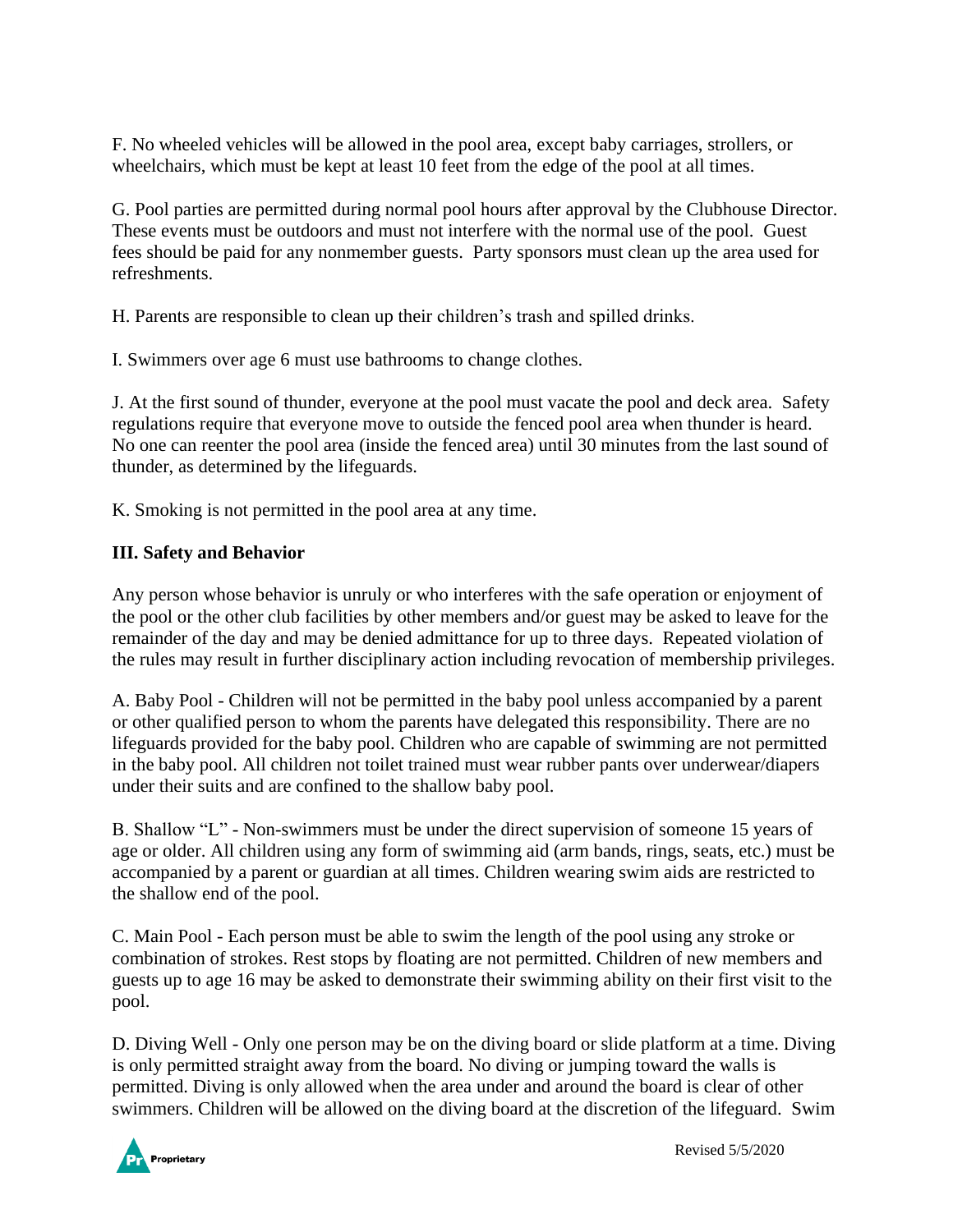F. No wheeled vehicles will be allowed in the pool area, except baby carriages, strollers, or wheelchairs, which must be kept at least 10 feet from the edge of the pool at all times.

G. Pool parties are permitted during normal pool hours after approval by the Clubhouse Director. These events must be outdoors and must not interfere with the normal use of the pool. Guest fees should be paid for any nonmember guests. Party sponsors must clean up the area used for refreshments.

H. Parents are responsible to clean up their children's trash and spilled drinks.

I. Swimmers over age 6 must use bathrooms to change clothes.

J. At the first sound of thunder, everyone at the pool must vacate the pool and deck area. Safety regulations require that everyone move to outside the fenced pool area when thunder is heard. No one can reenter the pool area (inside the fenced area) until 30 minutes from the last sound of thunder, as determined by the lifeguards.

K. Smoking is not permitted in the pool area at any time.

**III. Safety and Behavior**

Any person whose behavior is unruly or who interferes with the safe operation or enjoyment of the pool or the other club facilities by other members and/or guest may be asked to leave for the remainder of the day and may be denied admittance for up to three days. Repeated violation of the rules may result in further disciplinary action including revocation of membership privileges.

A. Baby Pool - Children will not be permitted in the baby pool unless accompanied by a parent or other qualified person to whom the parents have delegated this responsibility. There are no lifeguards provided for the baby pool. Children who are capable of swimming are not permitted in the baby pool. All children not toilet trained must wear rubber pants over underwear/diapers under their suits and are confined to the shallow baby pool.

B. Shallow "L" - Non-swimmers must be under the direct supervision of someone 15 years of age or older. All children using any form of swimming aid (arm bands, rings, seats, etc.) must be accompanied by a parent or guardian at all times. Children wearing swim aids are restricted to the shallow end of the pool.

C. Main Pool - Each person must be able to swim the length of the pool using any stroke or combination of strokes. Rest stops by floating are not permitted. Children of new members and guests up to age 16 may be asked to demonstrate their swimming ability on their first visit to the pool.

D. Diving Well - Only one person may be on the diving board or slide platform at a time. Diving is only permitted straight away from the board. No diving or jumping toward the walls is permitted. Diving is only allowed when the area under and around the board is clear of other swimmers. Children will be allowed on the diving board at the discretion of the lifeguard. Swim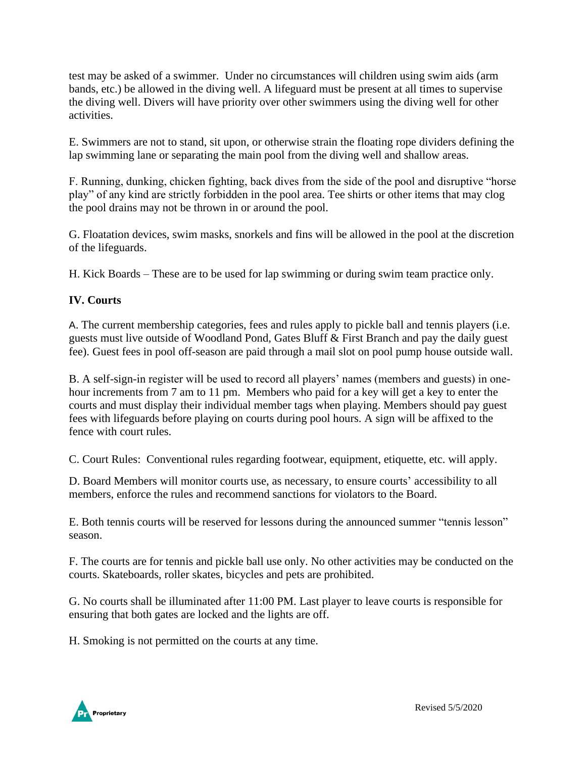test may be asked of a swimmer. Under no circumstances will children using swim aids (arm bands, etc.) be allowed in the diving well. A lifeguard must be present at all times to supervise the diving well. Divers will have priority over other swimmers using the diving well for other activities.

E. Swimmers are not to stand, sit upon, or otherwise strain the floating rope dividers defining the lap swimming lane or separating the main pool from the diving well and shallow areas.

F. Running, dunking, chicken fighting, back dives from the side of the pool and disruptive "horse play" of any kind are strictly forbidden in the pool area. Tee shirts or other items that may clog the pool drains may not be thrown in or around the pool.

G. Floatation devices, swim masks, snorkels and fins will be allowed in the pool at the discretion of the lifeguards.

H. Kick Boards – These are to be used for lap swimming or during swim team practice only.

## IV. Courts

A. The current membership categories, fees and rules apply to pickle ball and tennis players (i.e. guests must live outside of Woodland Pond, Gates Bluff & First Branch and pay the daily guest fee). Guest fees in pool off-season are paid through a mail slot on pool pump house outside wall.

B. A self-sign-in register will be used to record all players' names (members and guests) in one-hour increments from 7 am to 11 pm. Members who paid for a key will get a key to enter the courts and must display their individual member tags when playing. Members should pay guest fees with lifeguards before playing on courts during pool hours. A sign will be affixed to the fence with court rules.

C. Court Rules: Conventional rules regarding footwear, equipment, etiquette, etc. will apply.

D. Board Members will monitor courts use, as necessary, to ensure courts' accessibility to all members, enforce the rules and recommend sanctions for violators to the Board.

E. Both tennis courts will be reserved for lessons during the announced summer "tennis lesson" season.

F. The courts are for tennis and pickle ball use only. No other activities may be conducted on the courts. Skateboards, roller skates, bicycles and pets are prohibited.

G. No courts shall be illuminated after 11:00 PM. Last player to leave courts is responsible for ensuring that both gates are locked and the lights are off.

H. Smoking is not permitted on the courts at any time.